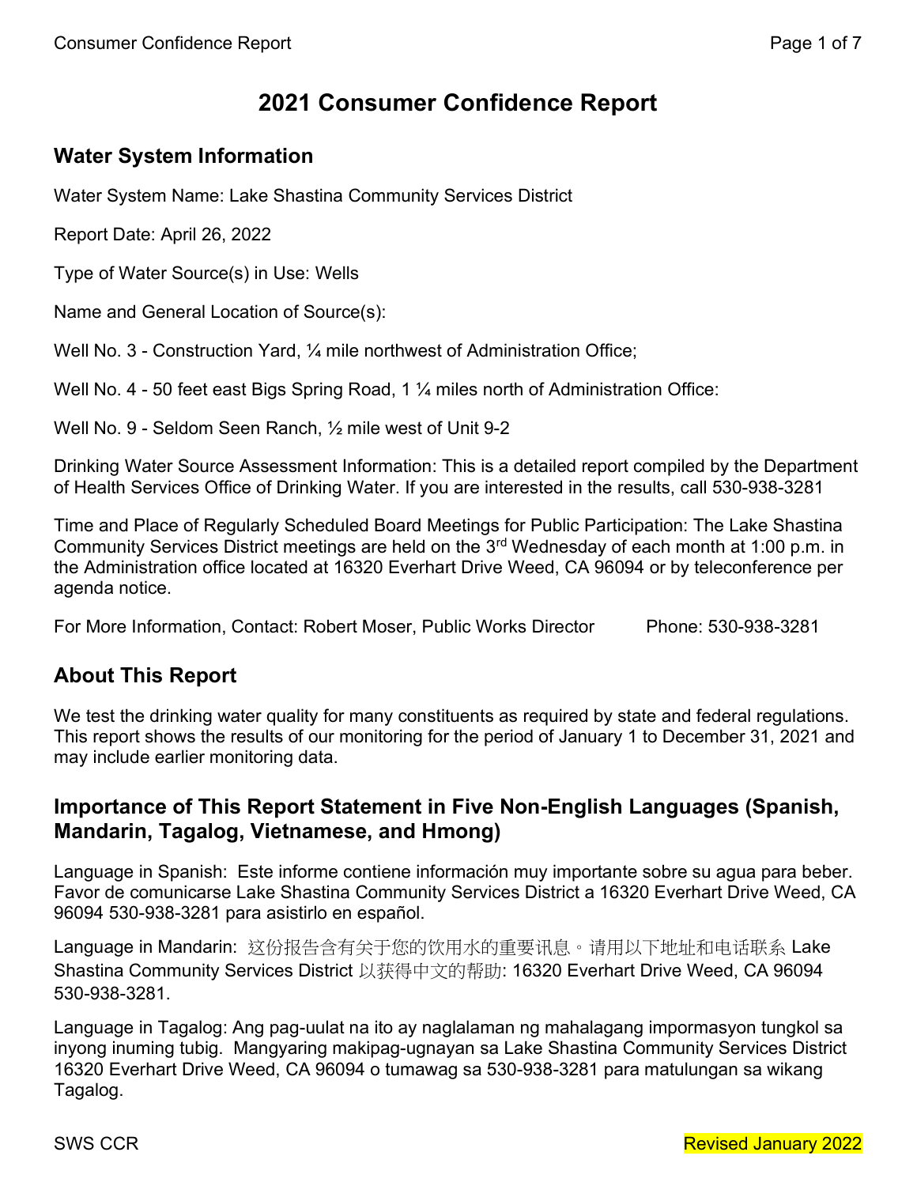# 2021 Consumer Confidence Report

## Water System Information

Water System Name: Lake Shastina Community Services District

Report Date: April 26, 2022

Type of Water Source(s) in Use: Wells

Name and General Location of Source(s):

Well No. 3 - Construction Yard, ¼ mile northwest of Administration Office;

Well No. 4 - 50 feet east Bigs Spring Road, 1 ¼ miles north of Administration Office:

Well No. 9 - Seldom Seen Ranch, ½ mile west of Unit 9-2

Drinking Water Source Assessment Information: This is a detailed report compiled by the Department of Health Services Office of Drinking Water. If you are interested in the results, call 530-938-3281

Time and Place of Regularly Scheduled Board Meetings for Public Participation: The Lake Shastina Community Services District meetings are held on the 3rd Wednesday of each month at 1:00 p.m. in the Administration office located at 16320 Everhart Drive Weed, CA 96094 or by teleconference per agenda notice.

For More Information, Contact: Robert Moser, Public Works Director Phone: 530-938-3281

## About This Report

We test the drinking water quality for many constituents as required by state and federal regulations. This report shows the results of our monitoring for the period of January 1 to December 31, 2021 and may include earlier monitoring data.

## Importance of This Report Statement in Five Non-English Languages (Spanish, Mandarin, Tagalog, Vietnamese, and Hmong)

Language in Spanish: Este informe contiene información muy importante sobre su agua para beber. Favor de comunicarse Lake Shastina Community Services District a 16320 Everhart Drive Weed, CA 96094 530-938-3281 para asistirlo en español.

Language in Mandarin: 这份报告含有关于您的饮用水的重要讯息。请用以下地址和电话联系 Lake Shastina Community Services District 以获得中文的帮助: 16320 Everhart Drive Weed, CA 96094 530-938-3281.

Language in Tagalog: Ang pag-uulat na ito ay naglalaman ng mahalagang impormasyon tungkol sa inyong inuming tubig. Mangyaring makipag-ugnayan sa Lake Shastina Community Services District 16320 Everhart Drive Weed, CA 96094 o tumawag sa 530-938-3281 para matulungan sa wikang Tagalog.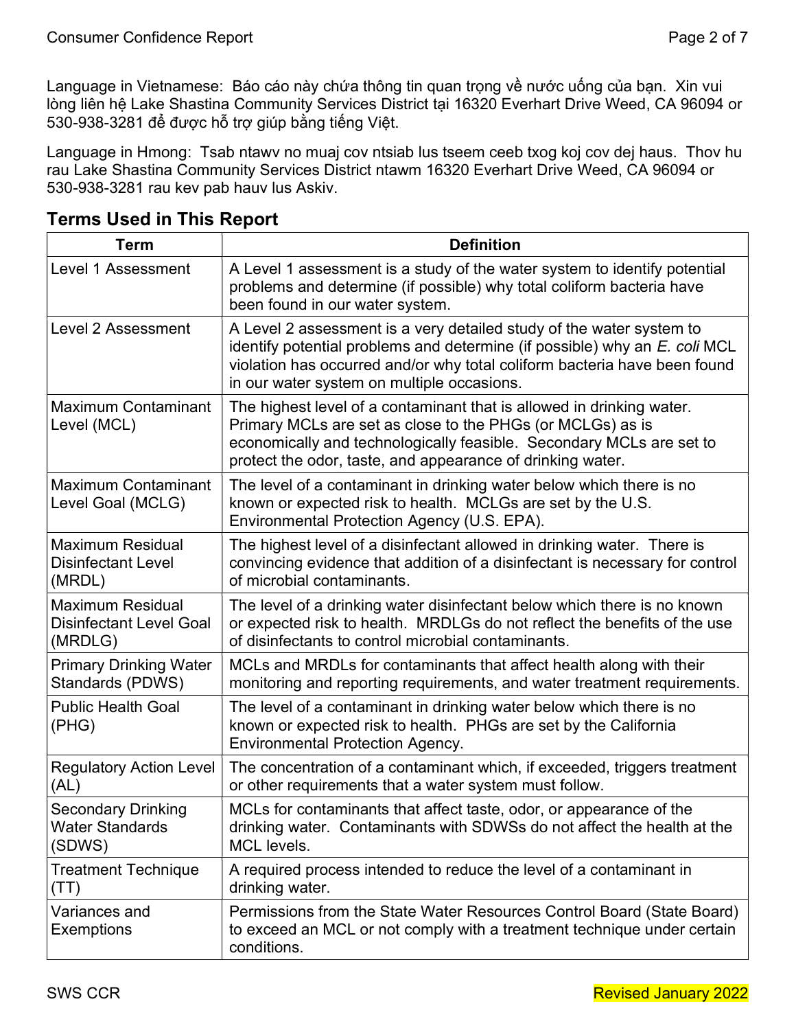Language in Vietnamese: Báo cáo này chứa thông tin quan trọng về nước uống của bạn. Xin vui lòng liên hệ Lake Shastina Community Services District tại 16320 Everhart Drive Weed, CA 96094 or 530-938-3281 để được hỗ trợ giúp bằng tiếng Việt.

Language in Hmong: Tsab ntawv no muaj cov ntsiab lus tseem ceeb txog koj cov dej haus. Thov hu rau Lake Shastina Community Services District ntawm 16320 Everhart Drive Weed, CA 96094 or 530-938-3281 rau kev pab hauv lus Askiv.

## Terms Used in This Report

| Term | Definition |
|---|---|
| Level 1 Assessment | A Level 1 assessment is a study of the water system to identify potential problems and determine (if possible) why total coliform bacteria have been found in our water system. |
| Level 2 Assessment | A Level 2 assessment is a very detailed study of the water system to identify potential problems and determine (if possible) why an *E. coli* MCL violation has occurred and/or why total coliform bacteria have been found in our water system on multiple occasions. |
| Maximum Contaminant Level (MCL) | The highest level of a contaminant that is allowed in drinking water. Primary MCLs are set as close to the PHGs (or MCLGs) as is economically and technologically feasible. Secondary MCLs are set to protect the odor, taste, and appearance of drinking water. |
| Maximum Contaminant Level Goal (MCLG) | The level of a contaminant in drinking water below which there is no known or expected risk to health. MCLGs are set by the U.S. Environmental Protection Agency (U.S. EPA). |
| Maximum Residual Disinfectant Level (MRDL) | The highest level of a disinfectant allowed in drinking water. There is convincing evidence that addition of a disinfectant is necessary for control of microbial contaminants. |
| Maximum Residual Disinfectant Level Goal (MRDLG) | The level of a drinking water disinfectant below which there is no known or expected risk to health. MRDLGs do not reflect the benefits of the use of disinfectants to control microbial contaminants. |
| Primary Drinking Water Standards (PDWS) | MCLs and MRDLs for contaminants that affect health along with their monitoring and reporting requirements, and water treatment requirements. |
| Public Health Goal (PHG) | The level of a contaminant in drinking water below which there is no known or expected risk to health. PHGs are set by the California Environmental Protection Agency. |
| Regulatory Action Level (AL) | The concentration of a contaminant which, if exceeded, triggers treatment or other requirements that a water system must follow. |
| Secondary Drinking Water Standards (SDWS) | MCLs for contaminants that affect taste, odor, or appearance of the drinking water. Contaminants with SDWSs do not affect the health at the MCL levels. |
| Treatment Technique (TT) | A required process intended to reduce the level of a contaminant in drinking water. |
| Variances and Exemptions | Permissions from the State Water Resources Control Board (State Board) to exceed an MCL or not comply with a treatment technique under certain conditions. |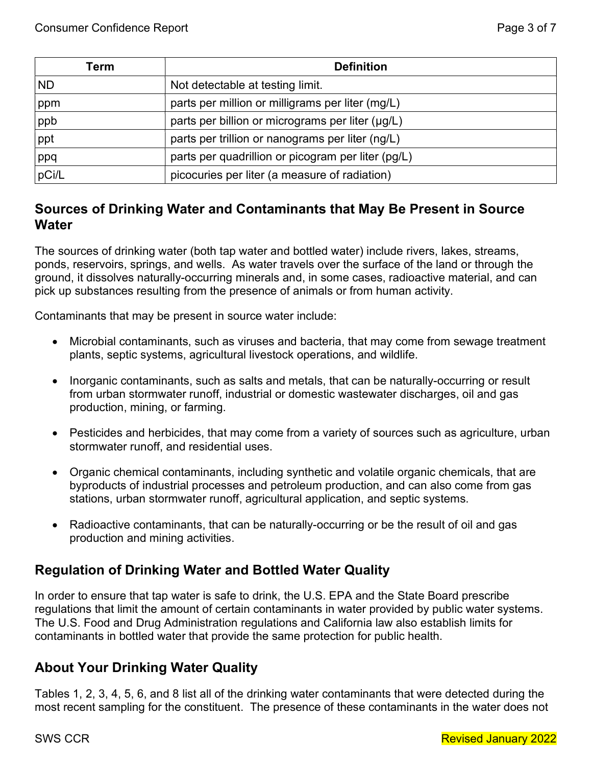| Term | Definition |
| --- | --- |
| ND | Not detectable at testing limit. |
| ppm | parts per million or milligrams per liter (mg/L) |
| ppb | parts per billion or micrograms per liter (µg/L) |
| ppt | parts per trillion or nanograms per liter (ng/L) |
| ppq | parts per quadrillion or picogram per liter (pg/L) |
| pCi/L | picocuries per liter (a measure of radiation) |

## Sources of Drinking Water and Contaminants that May Be Present in Source Water

The sources of drinking water (both tap water and bottled water) include rivers, lakes, streams, ponds, reservoirs, springs, and wells. As water travels over the surface of the land or through the ground, it dissolves naturally-occurring minerals and, in some cases, radioactive material, and can pick up substances resulting from the presence of animals or from human activity.

Contaminants that may be present in source water include:

- Microbial contaminants, such as viruses and bacteria, that may come from sewage treatment plants, septic systems, agricultural livestock operations, and wildlife.
- Inorganic contaminants, such as salts and metals, that can be naturally-occurring or result from urban stormwater runoff, industrial or domestic wastewater discharges, oil and gas production, mining, or farming.
- Pesticides and herbicides, that may come from a variety of sources such as agriculture, urban stormwater runoff, and residential uses.
- Organic chemical contaminants, including synthetic and volatile organic chemicals, that are byproducts of industrial processes and petroleum production, and can also come from gas stations, urban stormwater runoff, agricultural application, and septic systems.
- Radioactive contaminants, that can be naturally-occurring or be the result of oil and gas production and mining activities.

## Regulation of Drinking Water and Bottled Water Quality

In order to ensure that tap water is safe to drink, the U.S. EPA and the State Board prescribe regulations that limit the amount of certain contaminants in water provided by public water systems. The U.S. Food and Drug Administration regulations and California law also establish limits for contaminants in bottled water that provide the same protection for public health.

## About Your Drinking Water Quality

Tables 1, 2, 3, 4, 5, 6, and 8 list all of the drinking water contaminants that were detected during the most recent sampling for the constituent. The presence of these contaminants in the water does not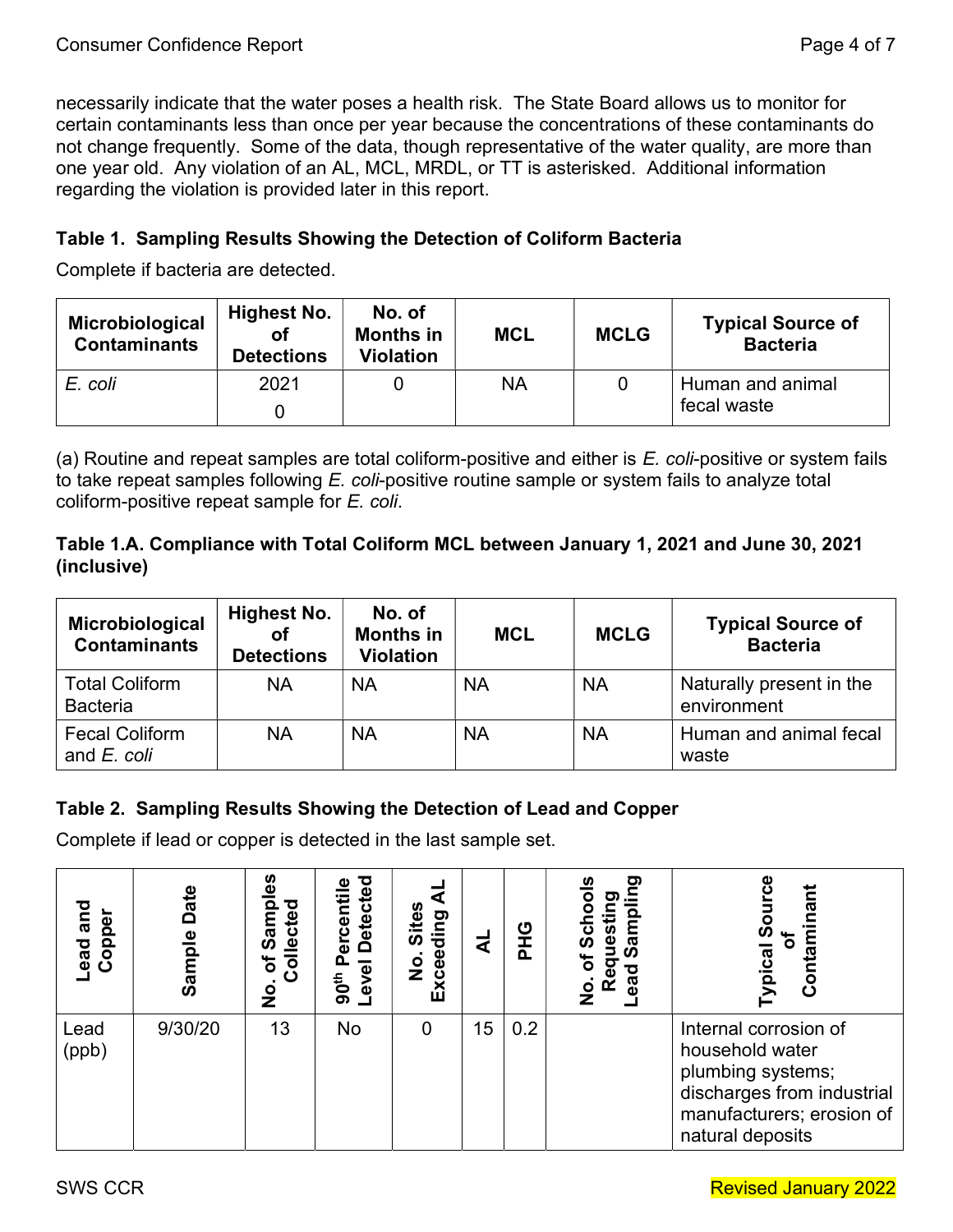necessarily indicate that the water poses a health risk. The State Board allows us to monitor for certain contaminants less than once per year because the concentrations of these contaminants do not change frequently. Some of the data, though representative of the water quality, are more than one year old. Any violation of an AL, MCL, MRDL, or TT is asterisked. Additional information regarding the violation is provided later in this report.

### Table 1. Sampling Results Showing the Detection of Coliform Bacteria

Complete if bacteria are detected.

| Microbiological Contaminants | Highest No. of Detections | No. of Months in Violation | MCL | MCLG | Typical Source of Bacteria |
|---|---|---|---|---|---|
| *E. coli* | 2021 0 | 0 | NA | 0 | Human and animal fecal waste |

(a) Routine and repeat samples are total coliform-positive and either is *E. coli*-positive or system fails to take repeat samples following *E. coli*-positive routine sample or system fails to analyze total coliform-positive repeat sample for *E. coli*.

### Table 1.A. Compliance with Total Coliform MCL between January 1, 2021 and June 30, 2021 (inclusive)

| Microbiological Contaminants | Highest No. of Detections | No. of Months in Violation | MCL | MCLG | Typical Source of Bacteria |
|---|---|---|---|---|---|
| Total Coliform Bacteria | NA | NA | NA | NA | Naturally present in the environment |
| Fecal Coliform and *E. coli* | NA | NA | NA | NA | Human and animal fecal waste |

### Table 2. Sampling Results Showing the Detection of Lead and Copper

Complete if lead or copper is detected in the last sample set.

| Lead and Copper | Sample Date | No. of Samples Collected | 90th Percentile Level Detected | No. Sites Exceeding AL | AL | PHG | No. of Schools Requesting Lead Sampling | Typical Source of Contaminant |
|---|---|---|---|---|---|---|---|---|
| Lead (ppb) | 9/30/20 | 13 | No | 0 | 15 | 0.2 | | Internal corrosion of household water plumbing systems; discharges from industrial manufacturers; erosion of natural deposits |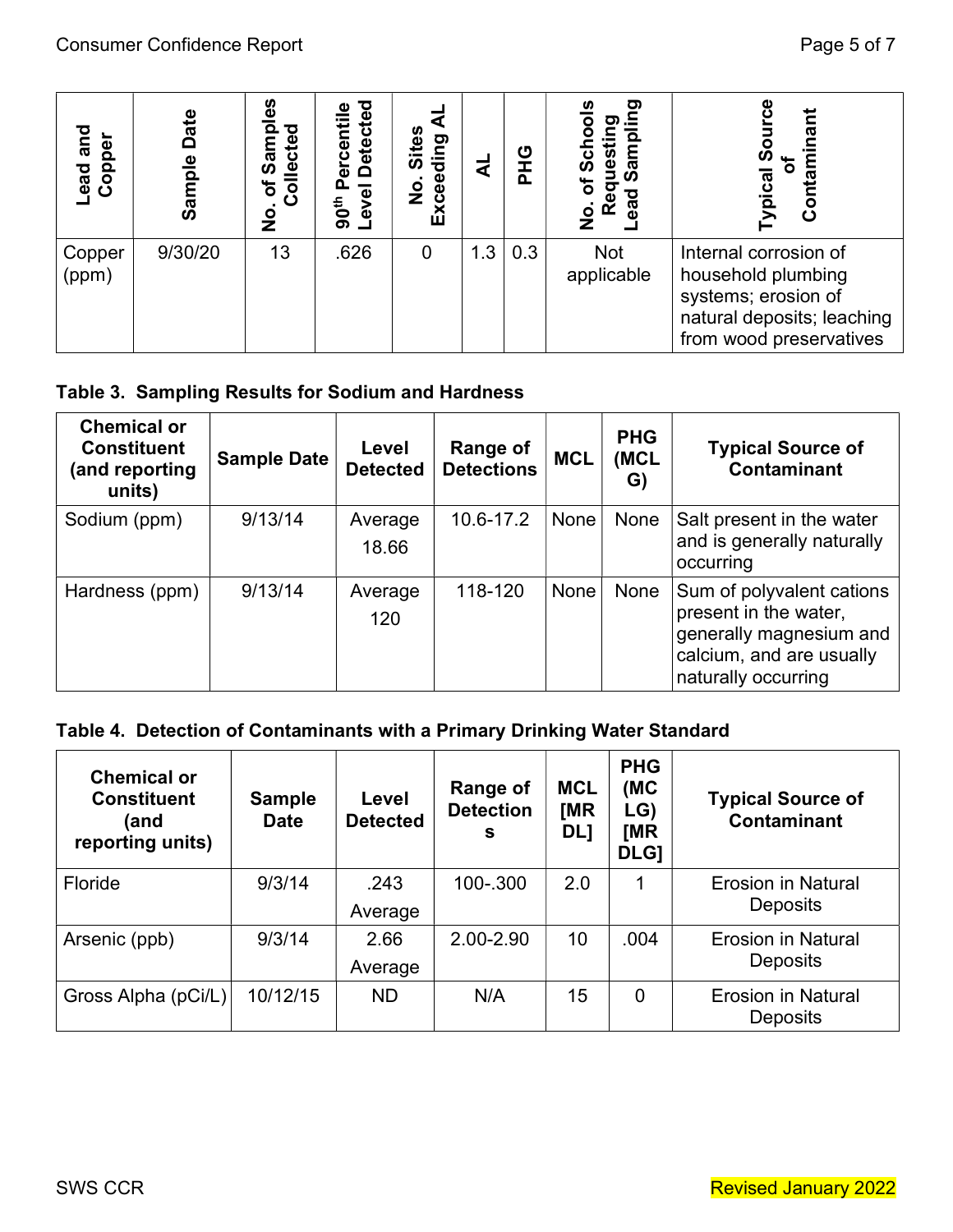| Lead and Copper | Sample Date | No. of Samples Collected | 90th Percentile Level Detected | No. Sites Exceeding AL | AL | PHG | No. of Schools Requesting Lead Sampling | Typical Source of Contaminant |
|---|---|---|---|---|---|---|---|---|
| Copper (ppm) | 9/30/20 | 13 | .626 | 0 | 1.3 | 0.3 | Not applicable | Internal corrosion of household plumbing systems; erosion of natural deposits; leaching from wood preservatives |

**Table 3. Sampling Results for Sodium and Hardness**

| Chemical or Constituent (and reporting units) | Sample Date | Level Detected | Range of Detections | MCL | PHG (MCL G) | Typical Source of Contaminant |
|---|---|---|---|---|---|---|
| Sodium (ppm) | 9/13/14 | Average 18.66 | 10.6-17.2 | None | None | Salt present in the water and is generally naturally occurring |
| Hardness (ppm) | 9/13/14 | Average 120 | 118-120 | None | None | Sum of polyvalent cations present in the water, generally magnesium and calcium, and are usually naturally occurring |

**Table 4. Detection of Contaminants with a Primary Drinking Water Standard**

| Chemical or Constituent (and reporting units) | Sample Date | Level Detected | Range of Detections | MCL [MRDL] | PHG (MCLG) [MRDLG] | Typical Source of Contaminant |
|---|---|---|---|---|---|---|
| Floride | 9/3/14 | .243 Average | 100-.300 | 2.0 | 1 | Erosion in Natural Deposits |
| Arsenic (ppb) | 9/3/14 | 2.66 Average | 2.00-2.90 | 10 | .004 | Erosion in Natural Deposits |
| Gross Alpha (pCi/L) | 10/12/15 | ND | N/A | 15 | 0 | Erosion in Natural Deposits |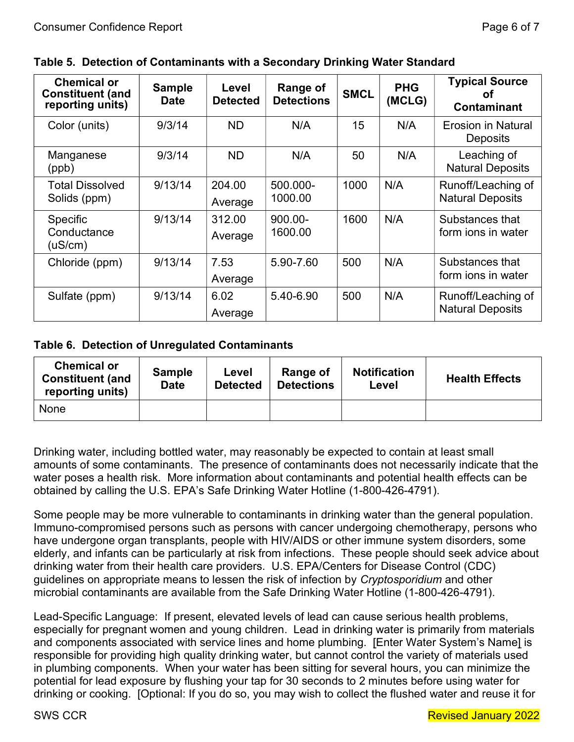**Table 5. Detection of Contaminants with a Secondary Drinking Water Standard**

| Chemical or Constituent (and reporting units) | Sample Date | Level Detected | Range of Detections | SMCL | PHG (MCLG) | Typical Source of Contaminant |
|---|---|---|---|---|---|---|
| Color (units) | 9/3/14 | ND | N/A | 15 | N/A | Erosion in Natural Deposits |
| Manganese (ppb) | 9/3/14 | ND | N/A | 50 | N/A | Leaching of Natural Deposits |
| Total Dissolved Solids (ppm) | 9/13/14 | 204.00 Average | 500.000-1000.00 | 1000 | N/A | Runoff/Leaching of Natural Deposits |
| Specific Conductance (uS/cm) | 9/13/14 | 312.00 Average | 900.00-1600.00 | 1600 | N/A | Substances that form ions in water |
| Chloride (ppm) | 9/13/14 | 7.53 Average | 5.90-7.60 | 500 | N/A | Substances that form ions in water |
| Sulfate (ppm) | 9/13/14 | 6.02 Average | 5.40-6.90 | 500 | N/A | Runoff/Leaching of Natural Deposits |

**Table 6. Detection of Unregulated Contaminants**

| Chemical or Constituent (and reporting units) | Sample Date | Level Detected | Range of Detections | Notification Level | Health Effects |
|---|---|---|---|---|---|
| None | | | | | |

Drinking water, including bottled water, may reasonably be expected to contain at least small amounts of some contaminants. The presence of contaminants does not necessarily indicate that the water poses a health risk. More information about contaminants and potential health effects can be obtained by calling the U.S. EPA's Safe Drinking Water Hotline (1-800-426-4791).

Some people may be more vulnerable to contaminants in drinking water than the general population. Immuno-compromised persons such as persons with cancer undergoing chemotherapy, persons who have undergone organ transplants, people with HIV/AIDS or other immune system disorders, some elderly, and infants can be particularly at risk from infections. These people should seek advice about drinking water from their health care providers. U.S. EPA/Centers for Disease Control (CDC) guidelines on appropriate means to lessen the risk of infection by *Cryptosporidium* and other microbial contaminants are available from the Safe Drinking Water Hotline (1-800-426-4791).

Lead-Specific Language: If present, elevated levels of lead can cause serious health problems, especially for pregnant women and young children. Lead in drinking water is primarily from materials and components associated with service lines and home plumbing. [Enter Water System's Name] is responsible for providing high quality drinking water, but cannot control the variety of materials used in plumbing components. When your water has been sitting for several hours, you can minimize the potential for lead exposure by flushing your tap for 30 seconds to 2 minutes before using water for drinking or cooking. [Optional: If you do so, you may wish to collect the flushed water and reuse it for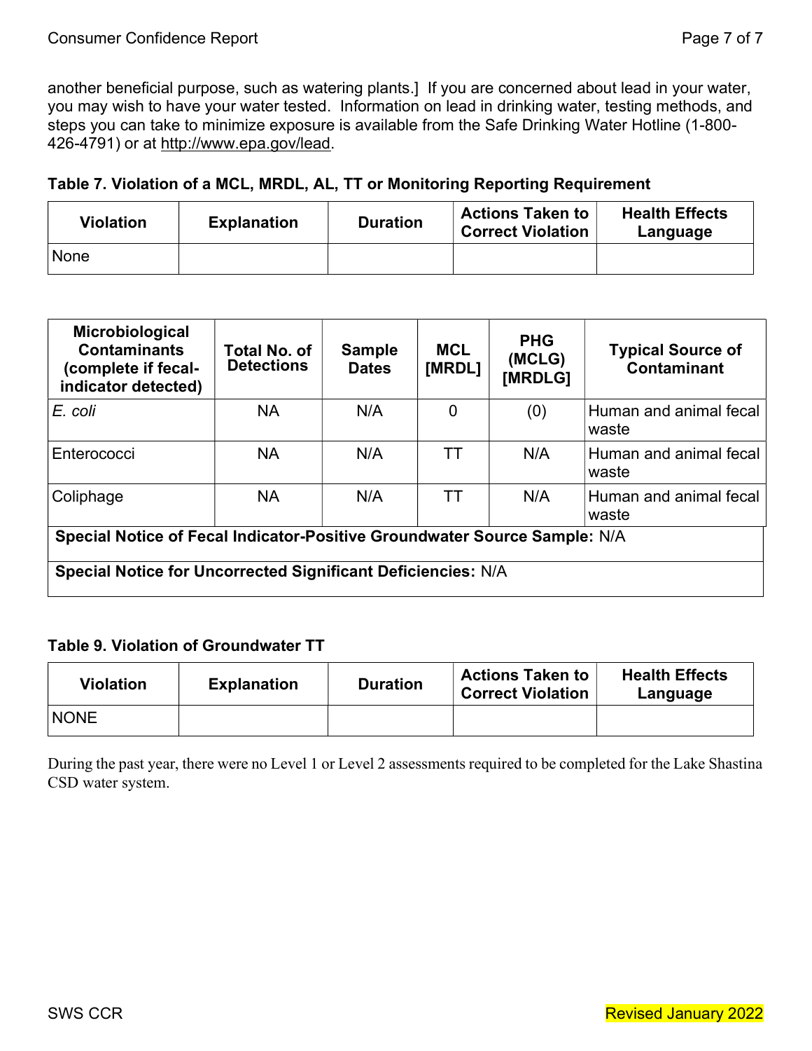another beneficial purpose, such as watering plants.] If you are concerned about lead in your water, you may wish to have your water tested. Information on lead in drinking water, testing methods, and steps you can take to minimize exposure is available from the Safe Drinking Water Hotline (1-800-426-4791) or at http://www.epa.gov/lead.

**Table 7. Violation of a MCL, MRDL, AL, TT or Monitoring Reporting Requirement**

| Violation | Explanation | Duration | Actions Taken to Correct Violation | Health Effects Language |
|---|---|---|---|---|
| None | | | | |

| Microbiological Contaminants (complete if fecal-indicator detected) | Total No. of Detections | Sample Dates | MCL [MRDL] | PHG (MCLG) [MRDLG] | Typical Source of Contaminant |
|---|---|---|---|---|---|
| *E. coli* | NA | N/A | 0 | (0) | Human and animal fecal waste |
| Enterococci | NA | N/A | TT | N/A | Human and animal fecal waste |
| Coliphage | NA | N/A | TT | N/A | Human and animal fecal waste |
| **Special Notice of Fecal Indicator-Positive Groundwater Source Sample:** N/A | | | | | |
| **Special Notice for Uncorrected Significant Deficiencies:** N/A | | | | | |

**Table 9. Violation of Groundwater TT**

| Violation | Explanation | Duration | Actions Taken to Correct Violation | Health Effects Language |
|---|---|---|---|---|
| NONE | | | | |

During the past year, there were no Level 1 or Level 2 assessments required to be completed for the Lake Shastina CSD water system.